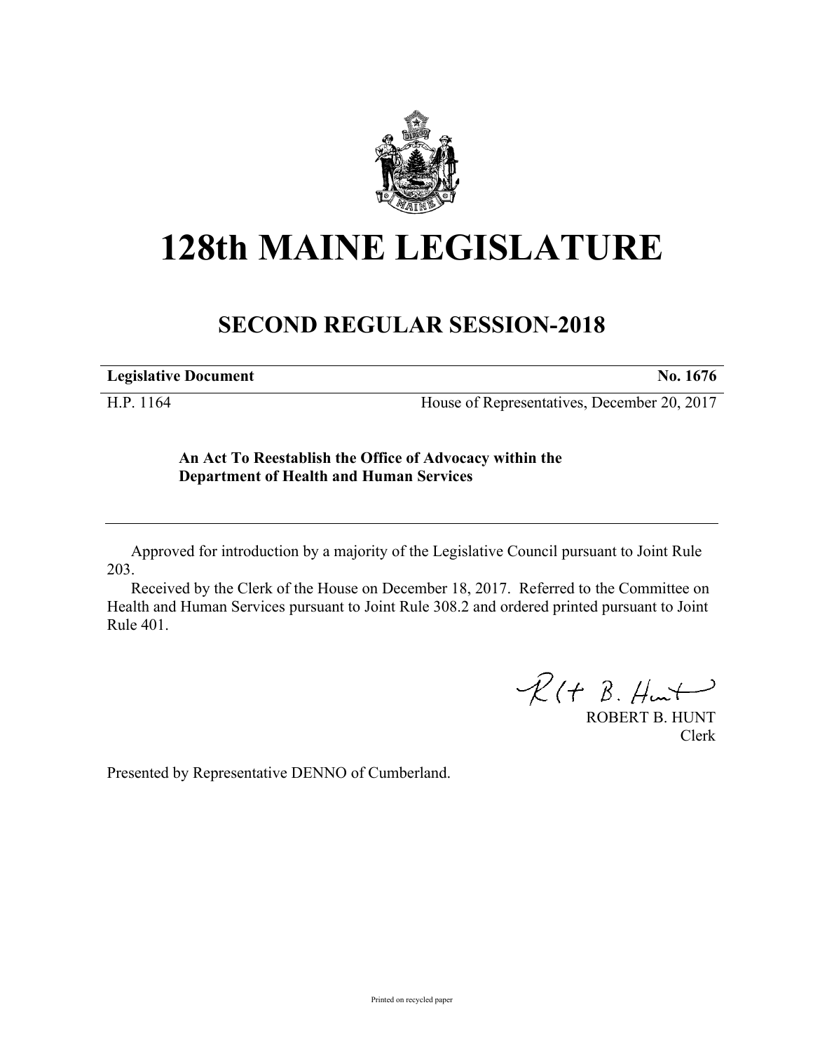# 128th MAINE LEGISLATURE

## SECOND REGULAR SESSION-2018

| **Legislative Document** | **No. 1676** |
|---|---|
| H.P. 1164 | House of Representatives, December 20, 2017 |

**An Act To Reestablish the Office of Advocacy within the Department of Health and Human Services**

Approved for introduction by a majority of the Legislative Council pursuant to Joint Rule 203.

Received by the Clerk of the House on December 18, 2017. Referred to the Committee on Health and Human Services pursuant to Joint Rule 308.2 and ordered printed pursuant to Joint Rule 401.

ROBERT B. HUNT
Clerk

Presented by Representative DENNO of Cumberland.

Printed on recycled paper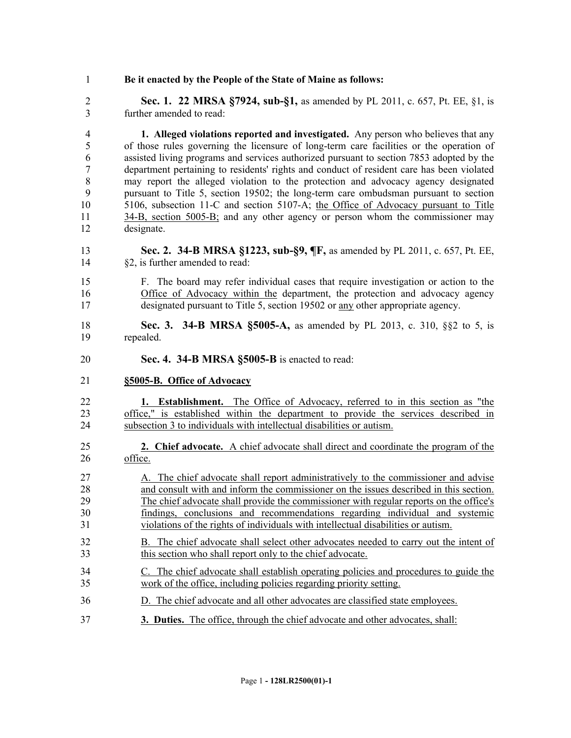**Be it enacted by the People of the State of Maine as follows:**

**Sec. 1. 22 MRSA §7924, sub-§1,** as amended by PL 2011, c. 657, Pt. EE, §1, is further amended to read:

**1. Alleged violations reported and investigated.** Any person who believes that any of those rules governing the licensure of long-term care facilities or the operation of assisted living programs and services authorized pursuant to section 7853 adopted by the department pertaining to residents' rights and conduct of resident care has been violated may report the alleged violation to the protection and advocacy agency designated pursuant to Title 5, section 19502; the long-term care ombudsman pursuant to section 5106, subsection 11-C and section 5107-A; the Office of Advocacy pursuant to Title 34-B, section 5005-B; and any other agency or person whom the commissioner may designate.

**Sec. 2. 34-B MRSA §1223, sub-§9, ¶F,** as amended by PL 2011, c. 657, Pt. EE, §2, is further amended to read:

F. The board may refer individual cases that require investigation or action to the Office of Advocacy within the department, the protection and advocacy agency designated pursuant to Title 5, section 19502 or any other appropriate agency.

**Sec. 3. 34-B MRSA §5005-A,** as amended by PL 2013, c. 310, §§2 to 5, is repealed.

**Sec. 4. 34-B MRSA §5005-B** is enacted to read:

**§5005-B. Office of Advocacy**

**1. Establishment.** The Office of Advocacy, referred to in this section as "the office," is established within the department to provide the services described in subsection 3 to individuals with intellectual disabilities or autism.

**2. Chief advocate.** A chief advocate shall direct and coordinate the program of the office.

A. The chief advocate shall report administratively to the commissioner and advise and consult with and inform the commissioner on the issues described in this section. The chief advocate shall provide the commissioner with regular reports on the office's findings, conclusions and recommendations regarding individual and systemic violations of the rights of individuals with intellectual disabilities or autism.

B. The chief advocate shall select other advocates needed to carry out the intent of this section who shall report only to the chief advocate.

C. The chief advocate shall establish operating policies and procedures to guide the work of the office, including policies regarding priority setting.

D. The chief advocate and all other advocates are classified state employees.

**3. Duties.** The office, through the chief advocate and other advocates, shall: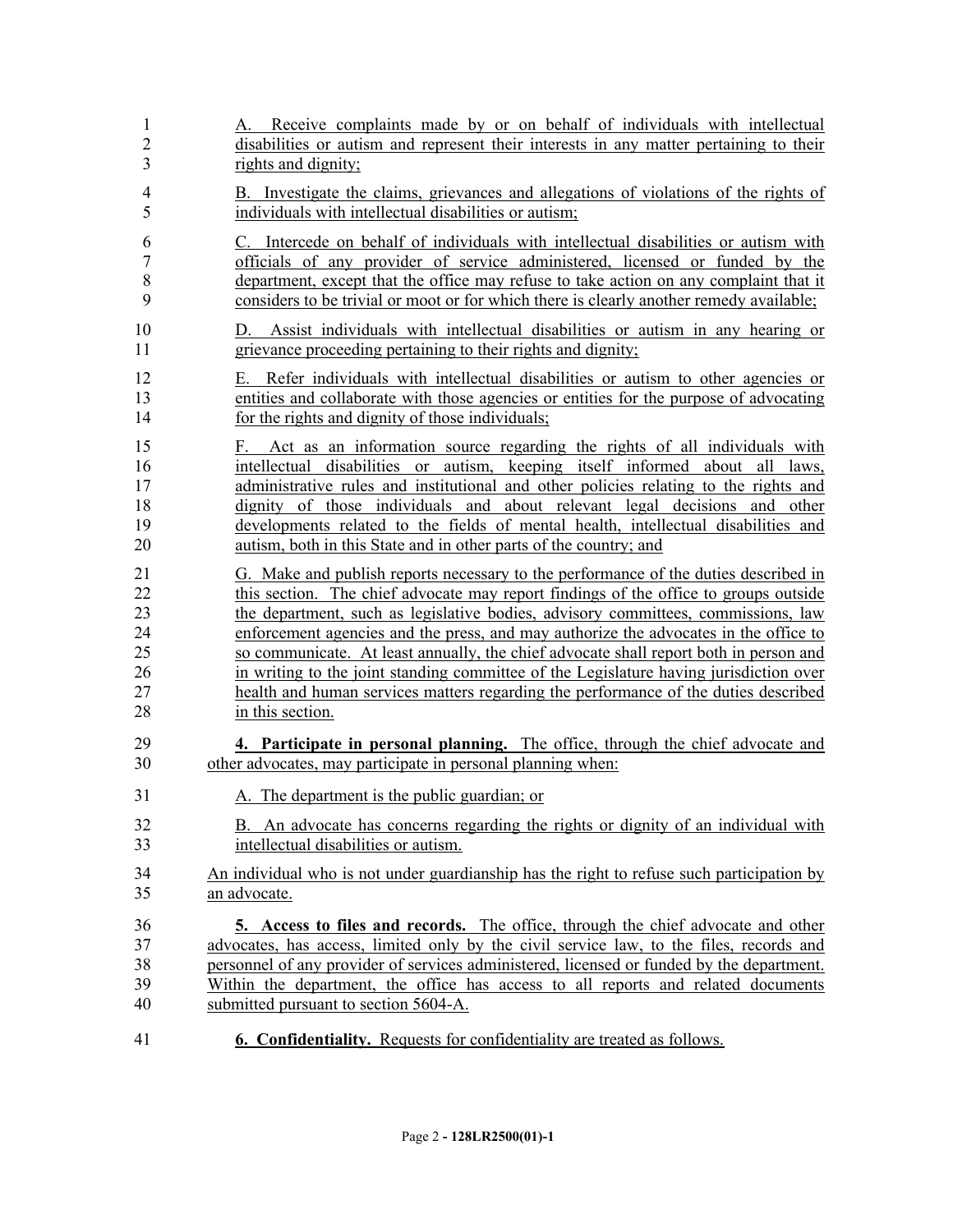A. Receive complaints made by or on behalf of individuals with intellectual disabilities or autism and represent their interests in any matter pertaining to their rights and dignity;

B. Investigate the claims, grievances and allegations of violations of the rights of individuals with intellectual disabilities or autism;

C. Intercede on behalf of individuals with intellectual disabilities or autism with officials of any provider of service administered, licensed or funded by the department, except that the office may refuse to take action on any complaint that it considers to be trivial or moot or for which there is clearly another remedy available;

D. Assist individuals with intellectual disabilities or autism in any hearing or grievance proceeding pertaining to their rights and dignity;

E. Refer individuals with intellectual disabilities or autism to other agencies or entities and collaborate with those agencies or entities for the purpose of advocating for the rights and dignity of those individuals;

F. Act as an information source regarding the rights of all individuals with intellectual disabilities or autism, keeping itself informed about all laws, administrative rules and institutional and other policies relating to the rights and dignity of those individuals and about relevant legal decisions and other developments related to the fields of mental health, intellectual disabilities and autism, both in this State and in other parts of the country; and

G. Make and publish reports necessary to the performance of the duties described in this section. The chief advocate may report findings of the office to groups outside the department, such as legislative bodies, advisory committees, commissions, law enforcement agencies and the press, and may authorize the advocates in the office to so communicate. At least annually, the chief advocate shall report both in person and in writing to the joint standing committee of the Legislature having jurisdiction over health and human services matters regarding the performance of the duties described in this section.

**4. Participate in personal planning.** The office, through the chief advocate and other advocates, may participate in personal planning when:

A. The department is the public guardian; or

B. An advocate has concerns regarding the rights or dignity of an individual with intellectual disabilities or autism.

An individual who is not under guardianship has the right to refuse such participation by an advocate.

**5. Access to files and records.** The office, through the chief advocate and other advocates, has access, limited only by the civil service law, to the files, records and personnel of any provider of services administered, licensed or funded by the department. Within the department, the office has access to all reports and related documents submitted pursuant to section 5604-A.

**6. Confidentiality.** Requests for confidentiality are treated as follows.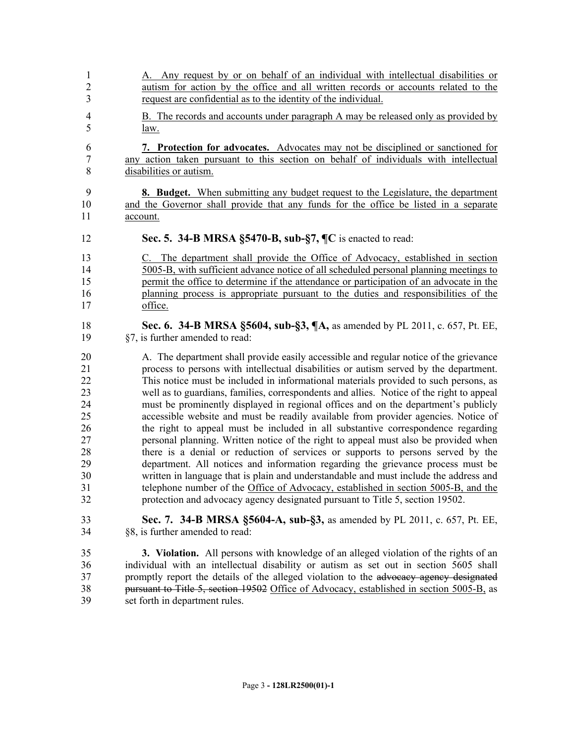A. Any request by or on behalf of an individual with intellectual disabilities or autism for action by the office and all written records or accounts related to the request are confidential as to the identity of the individual.

B. The records and accounts under paragraph A may be released only as provided by law.

**7. Protection for advocates.** Advocates may not be disciplined or sanctioned for any action taken pursuant to this section on behalf of individuals with intellectual disabilities or autism.

**8. Budget.** When submitting any budget request to the Legislature, the department and the Governor shall provide that any funds for the office be listed in a separate account.

**Sec. 5. 34-B MRSA §5470-B, sub-§7, ¶C** is enacted to read:

C. The department shall provide the Office of Advocacy, established in section 5005-B, with sufficient advance notice of all scheduled personal planning meetings to permit the office to determine if the attendance or participation of an advocate in the planning process is appropriate pursuant to the duties and responsibilities of the office.

**Sec. 6. 34-B MRSA §5604, sub-§3, ¶A,** as amended by PL 2011, c. 657, Pt. EE, §7, is further amended to read:

A. The department shall provide easily accessible and regular notice of the grievance process to persons with intellectual disabilities or autism served by the department. This notice must be included in informational materials provided to such persons, as well as to guardians, families, correspondents and allies. Notice of the right to appeal must be prominently displayed in regional offices and on the department's publicly accessible website and must be readily available from provider agencies. Notice of the right to appeal must be included in all substantive correspondence regarding personal planning. Written notice of the right to appeal must also be provided when there is a denial or reduction of services or supports to persons served by the department. All notices and information regarding the grievance process must be written in language that is plain and understandable and must include the address and telephone number of the Office of Advocacy, established in section 5005-B, and the protection and advocacy agency designated pursuant to Title 5, section 19502.

**Sec. 7. 34-B MRSA §5604-A, sub-§3,** as amended by PL 2011, c. 657, Pt. EE, §8, is further amended to read:

**3. Violation.** All persons with knowledge of an alleged violation of the rights of an individual with an intellectual disability or autism as set out in section 5605 shall promptly report the details of the alleged violation to the ~~advocacy agency designated pursuant to Title 5, section 19502~~ Office of Advocacy, established in section 5005-B, as set forth in department rules.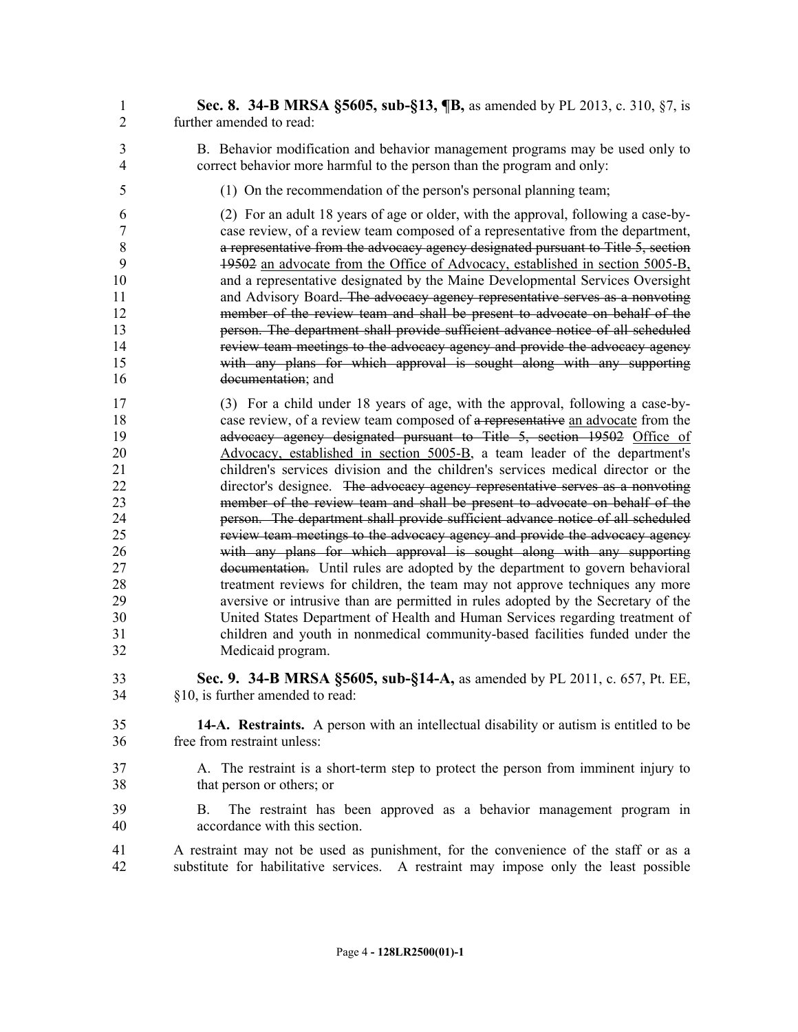**Sec. 8. 34-B MRSA §5605, sub-§13, ¶B,** as amended by PL 2013, c. 310, §7, is further amended to read:

B. Behavior modification and behavior management programs may be used only to correct behavior more harmful to the person than the program and only:

(1) On the recommendation of the person's personal planning team;

(2) For an adult 18 years of age or older, with the approval, following a case-by-case review, of a review team composed of a representative from the department, ~~a representative from the advocacy agency designated pursuant to Title 5, section 19502~~ an advocate from the Office of Advocacy, established in section 5005-B, and a representative designated by the Maine Developmental Services Oversight and Advisory Board~~. The advocacy agency representative serves as a nonvoting member of the review team and shall be present to advocate on behalf of the person. The department shall provide sufficient advance notice of all scheduled review team meetings to the advocacy agency and provide the advocacy agency with any plans for which approval is sought along with any supporting documentation~~; and

(3) For a child under 18 years of age, with the approval, following a case-by-case review, of a review team composed of ~~a representative~~ an advocate from the ~~advocacy agency designated pursuant to Title 5, section 19502~~ Office of Advocacy, established in section 5005-B, a team leader of the department's children's services division and the children's services medical director or the director's designee. ~~The advocacy agency representative serves as a nonvoting member of the review team and shall be present to advocate on behalf of the person. The department shall provide sufficient advance notice of all scheduled review team meetings to the advocacy agency and provide the advocacy agency with any plans for which approval is sought along with any supporting documentation.~~ Until rules are adopted by the department to govern behavioral treatment reviews for children, the team may not approve techniques any more aversive or intrusive than are permitted in rules adopted by the Secretary of the United States Department of Health and Human Services regarding treatment of children and youth in nonmedical community-based facilities funded under the Medicaid program.

**Sec. 9. 34-B MRSA §5605, sub-§14-A,** as amended by PL 2011, c. 657, Pt. EE, §10, is further amended to read:

**14-A. Restraints.** A person with an intellectual disability or autism is entitled to be free from restraint unless:

A. The restraint is a short-term step to protect the person from imminent injury to that person or others; or

B. The restraint has been approved as a behavior management program in accordance with this section.

A restraint may not be used as punishment, for the convenience of the staff or as a substitute for habilitative services. A restraint may impose only the least possible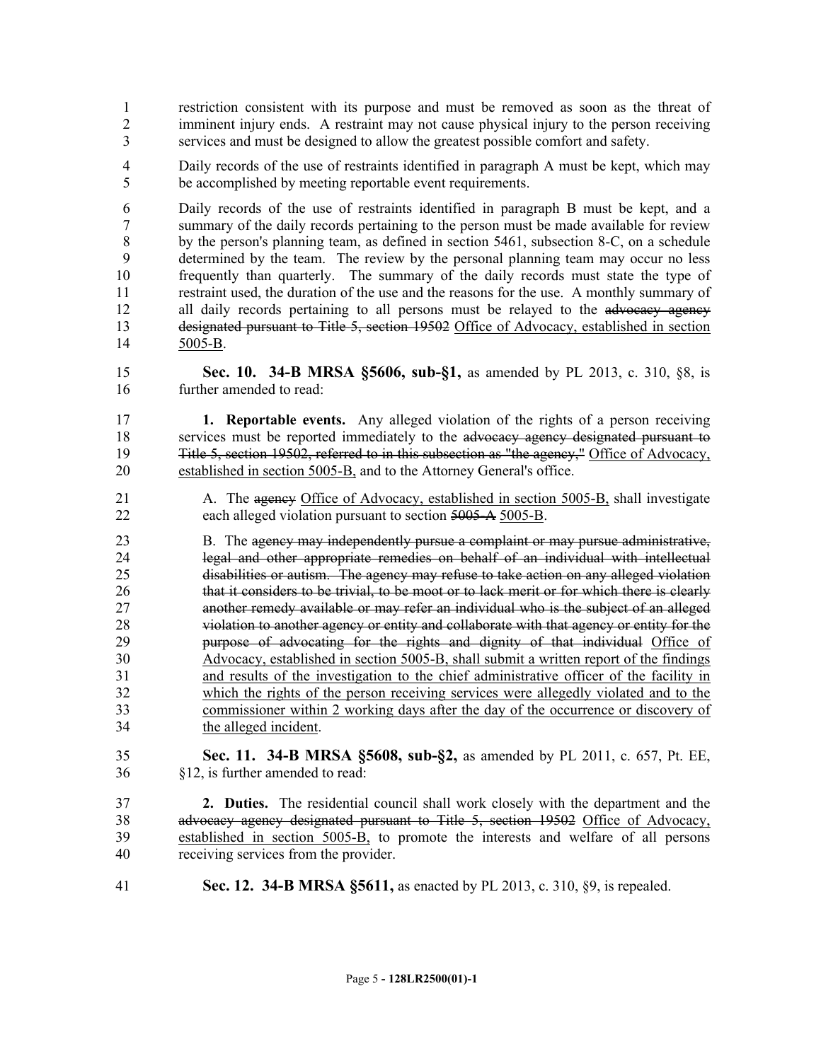restriction consistent with its purpose and must be removed as soon as the threat of imminent injury ends. A restraint may not cause physical injury to the person receiving services and must be designed to allow the greatest possible comfort and safety.

Daily records of the use of restraints identified in paragraph A must be kept, which may be accomplished by meeting reportable event requirements.

Daily records of the use of restraints identified in paragraph B must be kept, and a summary of the daily records pertaining to the person must be made available for review by the person's planning team, as defined in section 5461, subsection 8-C, on a schedule determined by the team. The review by the personal planning team may occur no less frequently than quarterly. The summary of the daily records must state the type of restraint used, the duration of the use and the reasons for the use. A monthly summary of all daily records pertaining to all persons must be relayed to the ~~advocacy agency designated pursuant to Title 5, section 19502~~ Office of Advocacy, established in section 5005-B.

**Sec. 10. 34-B MRSA §5606, sub-§1,** as amended by PL 2013, c. 310, §8, is further amended to read:

**1. Reportable events.** Any alleged violation of the rights of a person receiving services must be reported immediately to the ~~advocacy agency designated pursuant to Title 5, section 19502, referred to in this subsection as "the agency,"~~ Office of Advocacy, established in section 5005-B, and to the Attorney General's office.

A. The ~~agency~~ Office of Advocacy, established in section 5005-B, shall investigate each alleged violation pursuant to section ~~5005-A~~ 5005-B.

B. The ~~agency may independently pursue a complaint or may pursue administrative, legal and other appropriate remedies on behalf of an individual with intellectual disabilities or autism. The agency may refuse to take action on any alleged violation that it considers to be trivial, to be moot or to lack merit or for which there is clearly another remedy available or may refer an individual who is the subject of an alleged violation to another agency or entity and collaborate with that agency or entity for the purpose of advocating for the rights and dignity of that individual~~ Office of Advocacy, established in section 5005-B, shall submit a written report of the findings and results of the investigation to the chief administrative officer of the facility in which the rights of the person receiving services were allegedly violated and to the commissioner within 2 working days after the day of the occurrence or discovery of the alleged incident.

**Sec. 11. 34-B MRSA §5608, sub-§2,** as amended by PL 2011, c. 657, Pt. EE, §12, is further amended to read:

**2. Duties.** The residential council shall work closely with the department and the ~~advocacy agency designated pursuant to Title 5, section 19502~~ Office of Advocacy, established in section 5005-B, to promote the interests and welfare of all persons receiving services from the provider.

**Sec. 12. 34-B MRSA §5611,** as enacted by PL 2013, c. 310, §9, is repealed.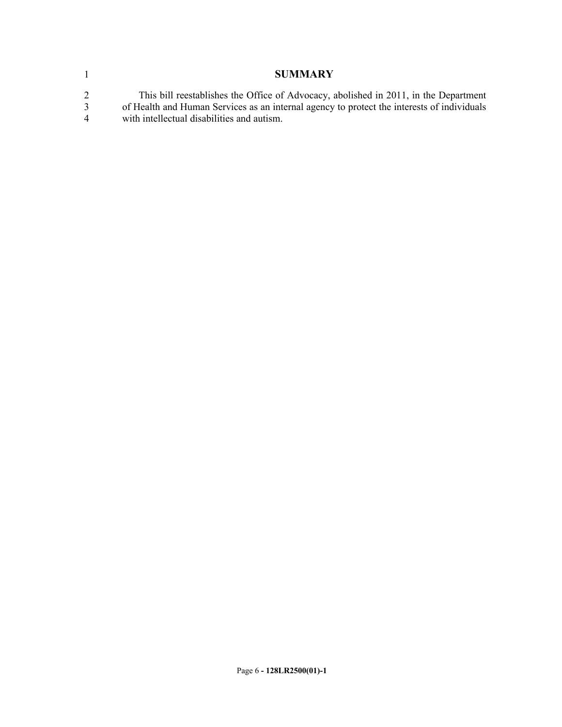# SUMMARY

This bill reestablishes the Office of Advocacy, abolished in 2011, in the Department of Health and Human Services as an internal agency to protect the interests of individuals with intellectual disabilities and autism.